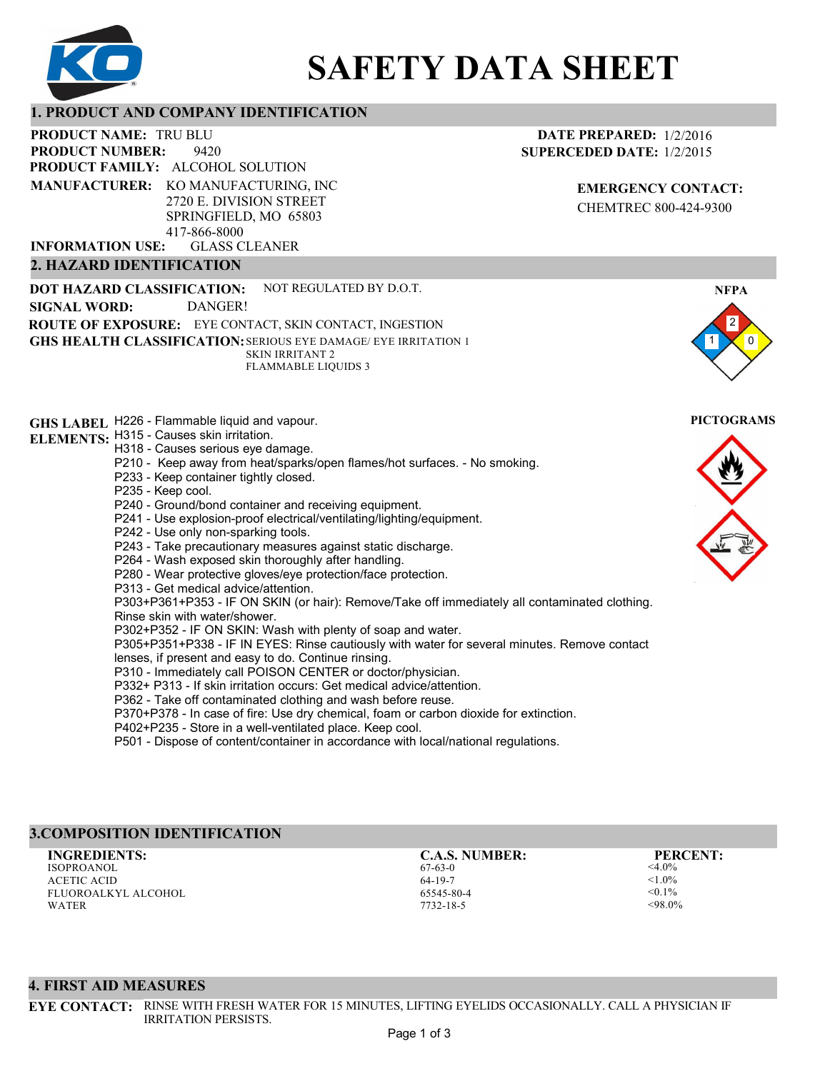# SAFETY DATA SHEET

## 1. PRODUCT AND COMPANY IDENTIFICATION

**PRODUCT NAME:** TRU BLU

**PRODUCT NUMBER:** 9420

**PRODUCT FAMILY:** ALCOHOL SOLUTION

**MANUFACTURER:** KO MANUFACTURING, INC
2720 E. DIVISION STREET
SPRINGFIELD, MO 65803
417-866-8000

**INFORMATION USE:** GLASS CLEANER

**DATE PREPARED:** 1/2/2016

**SUPERCEDED DATE:** 1/2/2015

**EMERGENCY CONTACT:**
CHEMTREC 800-424-9300

## 2. HAZARD IDENTIFICATION

**DOT HAZARD CLASSIFICATION:** NOT REGULATED BY D.O.T.

**SIGNAL WORD:** DANGER!

**ROUTE OF EXPOSURE:** EYE CONTACT, SKIN CONTACT, INGESTION

**GHS HEALTH CLASSIFICATION:** SERIOUS EYE DAMAGE/ EYE IRRITATION 1
SKIN IRRITANT 2
FLAMMABLE LIQUIDS 3

**NFPA**

Health: 1, Flammability: 2, Instability: 0

**GHS LABEL ELEMENTS:**

H226 - Flammable liquid and vapour.
H315 - Causes skin irritation.
H318 - Causes serious eye damage.
P210 - Keep away from heat/sparks/open flames/hot surfaces. - No smoking.
P233 - Keep container tightly closed.
P235 - Keep cool.
P240 - Ground/bond container and receiving equipment.
P241 - Use explosion-proof electrical/ventilating/lighting/equipment.
P242 - Use only non-sparking tools.
P243 - Take precautionary measures against static discharge.
P264 - Wash exposed skin thoroughly after handling.
P280 - Wear protective gloves/eye protection/face protection.
P313 - Get medical advice/attention.
P303+P361+P353 - IF ON SKIN (or hair): Remove/Take off immediately all contaminated clothing. Rinse skin with water/shower.
P302+P352 - IF ON SKIN: Wash with plenty of soap and water.
P305+P351+P338 - IF IN EYES: Rinse cautiously with water for several minutes. Remove contact lenses, if present and easy to do. Continue rinsing.
P310 - Immediately call POISON CENTER or doctor/physician.
P332+ P313 - If skin irritation occurs: Get medical advice/attention.
P362 - Take off contaminated clothing and wash before reuse.
P370+P378 - In case of fire: Use dry chemical, foam or carbon dioxide for extinction.
P402+P235 - Store in a well-ventilated place. Keep cool.
P501 - Dispose of content/container in accordance with local/national regulations.

**PICTOGRAMS**

## 3.COMPOSITION IDENTIFICATION

| INGREDIENTS: | C.A.S. NUMBER: | PERCENT: |
|---|---|---|
| ISOPROANOL | 67-63-0 | <4.0% |
| ACETIC ACID | 64-19-7 | <1.0% |
| FLUOROALKYL ALCOHOL | 65545-80-4 | <0.1% |
| WATER | 7732-18-5 | <98.0% |

## 4. FIRST AID MEASURES

**EYE CONTACT:** RINSE WITH FRESH WATER FOR 15 MINUTES, LIFTING EYELIDS OCCASIONALLY. CALL A PHYSICIAN IF IRRITATION PERSISTS.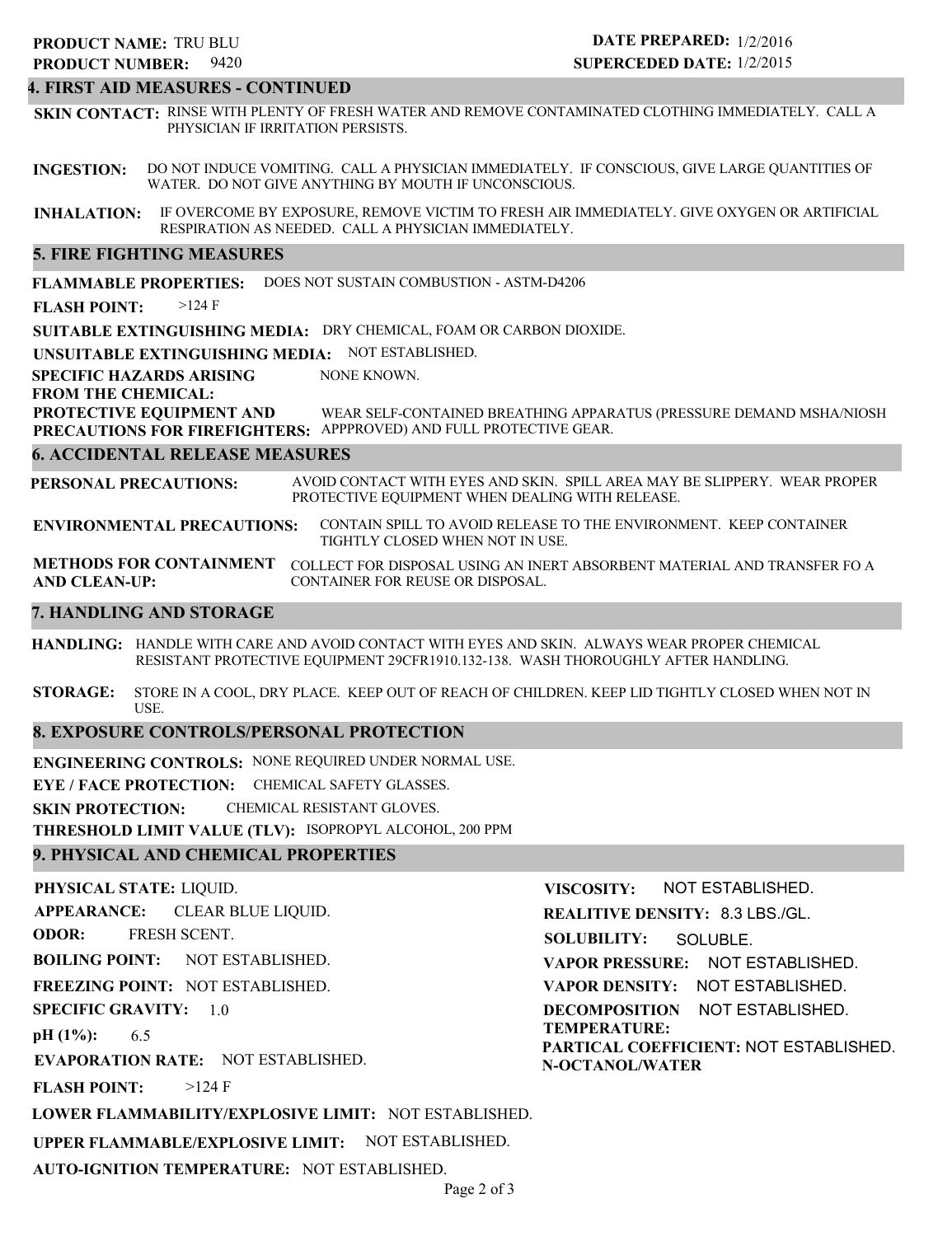**PRODUCT NAME:** TRU BLU
**PRODUCT NUMBER:** 9420

**DATE PREPARED:** 1/2/2016
**SUPERCEDED DATE:** 1/2/2015

## 4. FIRST AID MEASURES - CONTINUED

**SKIN CONTACT:** RINSE WITH PLENTY OF FRESH WATER AND REMOVE CONTAMINATED CLOTHING IMMEDIATELY. CALL A PHYSICIAN IF IRRITATION PERSISTS.

**INGESTION:** DO NOT INDUCE VOMITING. CALL A PHYSICIAN IMMEDIATELY. IF CONSCIOUS, GIVE LARGE QUANTITIES OF WATER. DO NOT GIVE ANYTHING BY MOUTH IF UNCONSCIOUS.

**INHALATION:** IF OVERCOME BY EXPOSURE, REMOVE VICTIM TO FRESH AIR IMMEDIATELY. GIVE OXYGEN OR ARTIFICIAL RESPIRATION AS NEEDED. CALL A PHYSICIAN IMMEDIATELY.

## 5. FIRE FIGHTING MEASURES

**FLAMMABLE PROPERTIES:** DOES NOT SUSTAIN COMBUSTION - ASTM-D4206

**FLASH POINT:** >124 F

**SUITABLE EXTINGUISHING MEDIA:** DRY CHEMICAL, FOAM OR CARBON DIOXIDE.

**UNSUITABLE EXTINGUISHING MEDIA:** NOT ESTABLISHED.

**SPECIFIC HAZARDS ARISING FROM THE CHEMICAL:** NONE KNOWN.

**PROTECTIVE EQUIPMENT AND PRECAUTIONS FOR FIREFIGHTERS:** WEAR SELF-CONTAINED BREATHING APPARATUS (PRESSURE DEMAND MSHA/NIOSH APPPROVED) AND FULL PROTECTIVE GEAR.

## 6. ACCIDENTAL RELEASE MEASURES

**PERSONAL PRECAUTIONS:** AVOID CONTACT WITH EYES AND SKIN. SPILL AREA MAY BE SLIPPERY. WEAR PROPER PROTECTIVE EQUIPMENT WHEN DEALING WITH RELEASE.

**ENVIRONMENTAL PRECAUTIONS:** CONTAIN SPILL TO AVOID RELEASE TO THE ENVIRONMENT. KEEP CONTAINER TIGHTLY CLOSED WHEN NOT IN USE.

**METHODS FOR CONTAINMENT AND CLEAN-UP:** COLLECT FOR DISPOSAL USING AN INERT ABSORBENT MATERIAL AND TRANSFER FO A CONTAINER FOR REUSE OR DISPOSAL.

## 7. HANDLING AND STORAGE

**HANDLING:** HANDLE WITH CARE AND AVOID CONTACT WITH EYES AND SKIN. ALWAYS WEAR PROPER CHEMICAL RESISTANT PROTECTIVE EQUIPMENT 29CFR1910.132-138. WASH THOROUGHLY AFTER HANDLING.

**STORAGE:** STORE IN A COOL, DRY PLACE. KEEP OUT OF REACH OF CHILDREN. KEEP LID TIGHTLY CLOSED WHEN NOT IN USE.

## 8. EXPOSURE CONTROLS/PERSONAL PROTECTION

**ENGINEERING CONTROLS:** NONE REQUIRED UNDER NORMAL USE.

**EYE / FACE PROTECTION:** CHEMICAL SAFETY GLASSES.

**SKIN PROTECTION:** CHEMICAL RESISTANT GLOVES.

**THRESHOLD LIMIT VALUE (TLV):** ISOPROPYL ALCOHOL, 200 PPM

## 9. PHYSICAL AND CHEMICAL PROPERTIES

**PHYSICAL STATE:** LIQUID.

**APPEARANCE:** CLEAR BLUE LIQUID.

**ODOR:** FRESH SCENT.

**BOILING POINT:** NOT ESTABLISHED.

**FREEZING POINT:** NOT ESTABLISHED.

**SPECIFIC GRAVITY:** 1.0

**pH (1%):** 6.5

**EVAPORATION RATE:** NOT ESTABLISHED.

**FLASH POINT:** >124 F

**LOWER FLAMMABILITY/EXPLOSIVE LIMIT:** NOT ESTABLISHED.

**UPPER FLAMMABLE/EXPLOSIVE LIMIT:** NOT ESTABLISHED.

**AUTO-IGNITION TEMPERATURE:** NOT ESTABLISHED.

**VISCOSITY:** NOT ESTABLISHED.

**REALITIVE DENSITY:** 8.3 LBS./GL.

**SOLUBILITY:** SOLUBLE.

**VAPOR PRESSURE:** NOT ESTABLISHED.

**VAPOR DENSITY:** NOT ESTABLISHED.

**DECOMPOSITION TEMPERATURE:** NOT ESTABLISHED.

**PARTICAL COEFFICIENT: N-OCTANOL/WATER** NOT ESTABLISHED.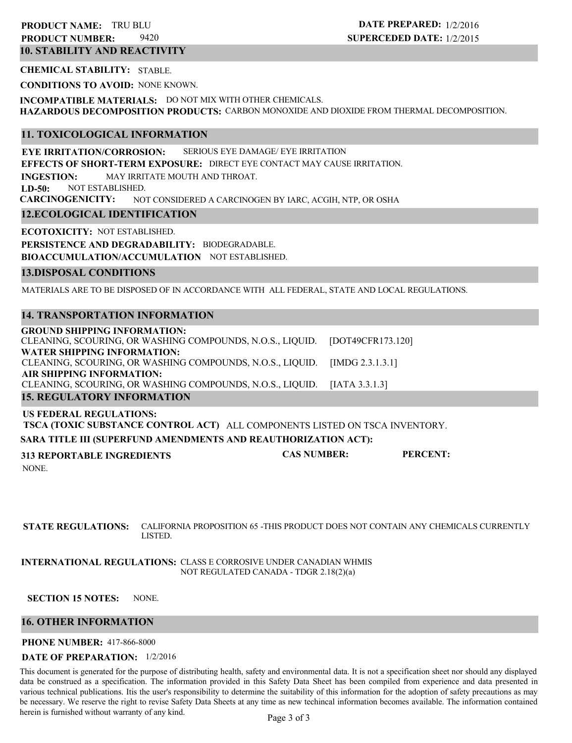**PRODUCT NAME:** TRU BLU
**PRODUCT NUMBER:** 9420

**DATE PREPARED:** 1/2/2016
**SUPERCEDED DATE:** 1/2/2015

## 10. STABILITY AND REACTIVITY

**CHEMICAL STABILITY:** STABLE.

**CONDITIONS TO AVOID:** NONE KNOWN.

**INCOMPATIBLE MATERIALS:** DO NOT MIX WITH OTHER CHEMICALS.

**HAZARDOUS DECOMPOSITION PRODUCTS:** CARBON MONOXIDE AND DIOXIDE FROM THERMAL DECOMPOSITION.

## 11. TOXICOLOGICAL INFORMATION

**EYE IRRITATION/CORROSION:** SERIOUS EYE DAMAGE/ EYE IRRITATION

**EFFECTS OF SHORT-TERM EXPOSURE:** DIRECT EYE CONTACT MAY CAUSE IRRITATION.

**INGESTION:** MAY IRRITATE MOUTH AND THROAT.

**LD-50:** NOT ESTABLISHED.

**CARCINOGENICITY:** NOT CONSIDERED A CARCINOGEN BY IARC, ACGIH, NTP, OR OSHA

## 12.ECOLOGICAL IDENTIFICATION

**ECOTOXICITY:** NOT ESTABLISHED.

**PERSISTENCE AND DEGRADABILITY:** BIODEGRADABLE.

**BIOACCUMULATION/ACCUMULATION** NOT ESTABLISHED.

## 13.DISPOSAL CONDITIONS

MATERIALS ARE TO BE DISPOSED OF IN ACCORDANCE WITH ALL FEDERAL, STATE AND LOCAL REGULATIONS.

## 14. TRANSPORTATION INFORMATION

**GROUND SHIPPING INFORMATION:**
CLEANING, SCOURING, OR WASHING COMPOUNDS, N.O.S., LIQUID. [DOT49CFR173.120]

**WATER SHIPPING INFORMATION:**
CLEANING, SCOURING, OR WASHING COMPOUNDS, N.O.S., LIQUID. [IMDG 2.3.1.3.1]

**AIR SHIPPING INFORMATION:**
CLEANING, SCOURING, OR WASHING COMPOUNDS, N.O.S., LIQUID. [IATA 3.3.1.3]

## 15. REGULATORY INFORMATION

**US FEDERAL REGULATIONS:**

**TSCA (TOXIC SUBSTANCE CONTROL ACT)** ALL COMPONENTS LISTED ON TSCA INVENTORY.

**SARA TITLE III (SUPERFUND AMENDMENTS AND REAUTHORIZATION ACT):**

| 313 REPORTABLE INGREDIENTS | CAS NUMBER: | PERCENT: |
|---|---|---|
| NONE. | | |

**STATE REGULATIONS:** CALIFORNIA PROPOSITION 65 -THIS PRODUCT DOES NOT CONTAIN ANY CHEMICALS CURRENTLY LISTED.

**INTERNATIONAL REGULATIONS:** CLASS E CORROSIVE UNDER CANADIAN WHMIS
NOT REGULATED CANADA - TDGR 2.18(2)(a)

**SECTION 15 NOTES:** NONE.

## 16. OTHER INFORMATION

**PHONE NUMBER:** 417-866-8000

**DATE OF PREPARATION:** 1/2/2016

This document is generated for the purpose of distributing health, safety and environmental data. It is not a specification sheet nor should any displayed data be construed as a specification. The information provided in this Safety Data Sheet has been compiled from experience and data presented in various technical publications. Itis the user's responsibility to determine the suitability of this information for the adoption of safety precautions as may be necessary. We reserve the right to revise Safety Data Sheets at any time as new techincal information becomes available. The information contained herein is furnished without warranty of any kind.